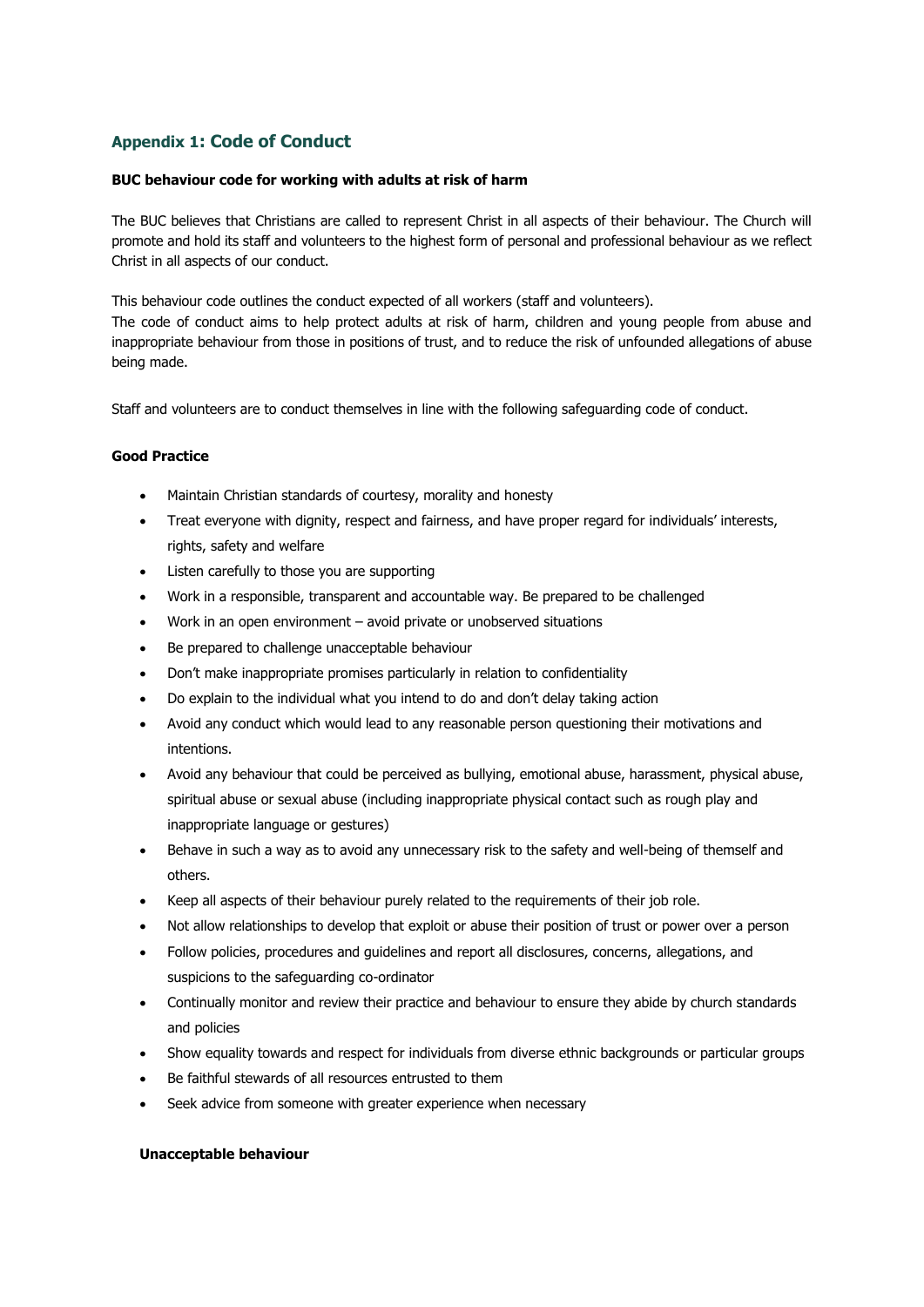## Appendix 1: Code of Conduct

**BUC behaviour code for working with adults at risk of harm**

The BUC believes that Christians are called to represent Christ in all aspects of their behaviour. The Church will promote and hold its staff and volunteers to the highest form of personal and professional behaviour as we reflect Christ in all aspects of our conduct.

This behaviour code outlines the conduct expected of all workers (staff and volunteers).
The code of conduct aims to help protect adults at risk of harm, children and young people from abuse and inappropriate behaviour from those in positions of trust, and to reduce the risk of unfounded allegations of abuse being made.

Staff and volunteers are to conduct themselves in line with the following safeguarding code of conduct.

**Good Practice**

- Maintain Christian standards of courtesy, morality and honesty
- Treat everyone with dignity, respect and fairness, and have proper regard for individuals' interests, rights, safety and welfare
- Listen carefully to those you are supporting
- Work in a responsible, transparent and accountable way. Be prepared to be challenged
- Work in an open environment – avoid private or unobserved situations
- Be prepared to challenge unacceptable behaviour
- Don't make inappropriate promises particularly in relation to confidentiality
- Do explain to the individual what you intend to do and don't delay taking action
- Avoid any conduct which would lead to any reasonable person questioning their motivations and intentions.
- Avoid any behaviour that could be perceived as bullying, emotional abuse, harassment, physical abuse, spiritual abuse or sexual abuse (including inappropriate physical contact such as rough play and inappropriate language or gestures)
- Behave in such a way as to avoid any unnecessary risk to the safety and well-being of themself and others.
- Keep all aspects of their behaviour purely related to the requirements of their job role.
- Not allow relationships to develop that exploit or abuse their position of trust or power over a person
- Follow policies, procedures and guidelines and report all disclosures, concerns, allegations, and suspicions to the safeguarding co-ordinator
- Continually monitor and review their practice and behaviour to ensure they abide by church standards and policies
- Show equality towards and respect for individuals from diverse ethnic backgrounds or particular groups
- Be faithful stewards of all resources entrusted to them
- Seek advice from someone with greater experience when necessary

**Unacceptable behaviour**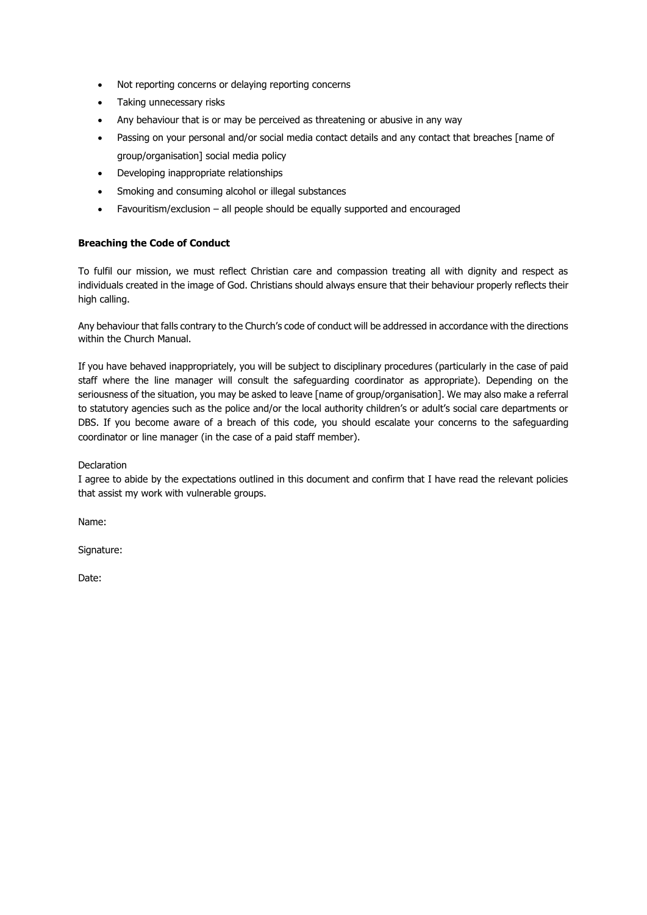- Not reporting concerns or delaying reporting concerns
- Taking unnecessary risks
- Any behaviour that is or may be perceived as threatening or abusive in any way
- Passing on your personal and/or social media contact details and any contact that breaches [name of group/organisation] social media policy
- Developing inappropriate relationships
- Smoking and consuming alcohol or illegal substances
- Favouritism/exclusion – all people should be equally supported and encouraged

**Breaching the Code of Conduct**

To fulfil our mission, we must reflect Christian care and compassion treating all with dignity and respect as individuals created in the image of God. Christians should always ensure that their behaviour properly reflects their high calling.

Any behaviour that falls contrary to the Church's code of conduct will be addressed in accordance with the directions within the Church Manual.

If you have behaved inappropriately, you will be subject to disciplinary procedures (particularly in the case of paid staff where the line manager will consult the safeguarding coordinator as appropriate). Depending on the seriousness of the situation, you may be asked to leave [name of group/organisation]. We may also make a referral to statutory agencies such as the police and/or the local authority children's or adult's social care departments or DBS. If you become aware of a breach of this code, you should escalate your concerns to the safeguarding coordinator or line manager (in the case of a paid staff member).

Declaration
I agree to abide by the expectations outlined in this document and confirm that I have read the relevant policies that assist my work with vulnerable groups.

Name:

Signature:

Date: